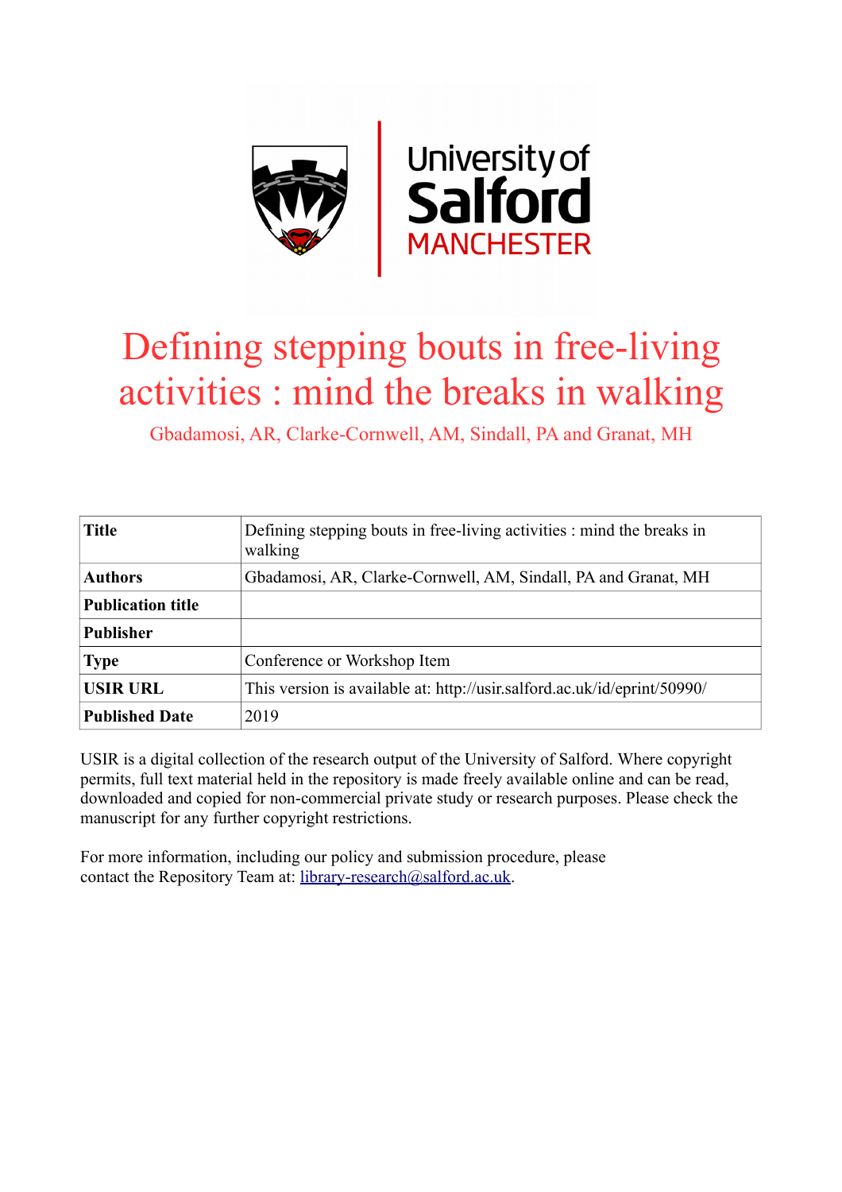# Defining stepping bouts in free-living activities : mind the breaks in walking

Gbadamosi, AR, Clarke-Cornwell, AM, Sindall, PA and Granat, MH

| **Title** | Defining stepping bouts in free-living activities : mind the breaks in walking |
|---|---|
| **Authors** | Gbadamosi, AR, Clarke-Cornwell, AM, Sindall, PA and Granat, MH |
| **Publication title** | |
| **Publisher** | |
| **Type** | Conference or Workshop Item |
| **USIR URL** | This version is available at: http://usir.salford.ac.uk/id/eprint/50990/ |
| **Published Date** | 2019 |

USIR is a digital collection of the research output of the University of Salford. Where copyright permits, full text material held in the repository is made freely available online and can be read, downloaded and copied for non-commercial private study or research purposes. Please check the manuscript for any further copyright restrictions.

For more information, including our policy and submission procedure, please contact the Repository Team at: library-research@salford.ac.uk.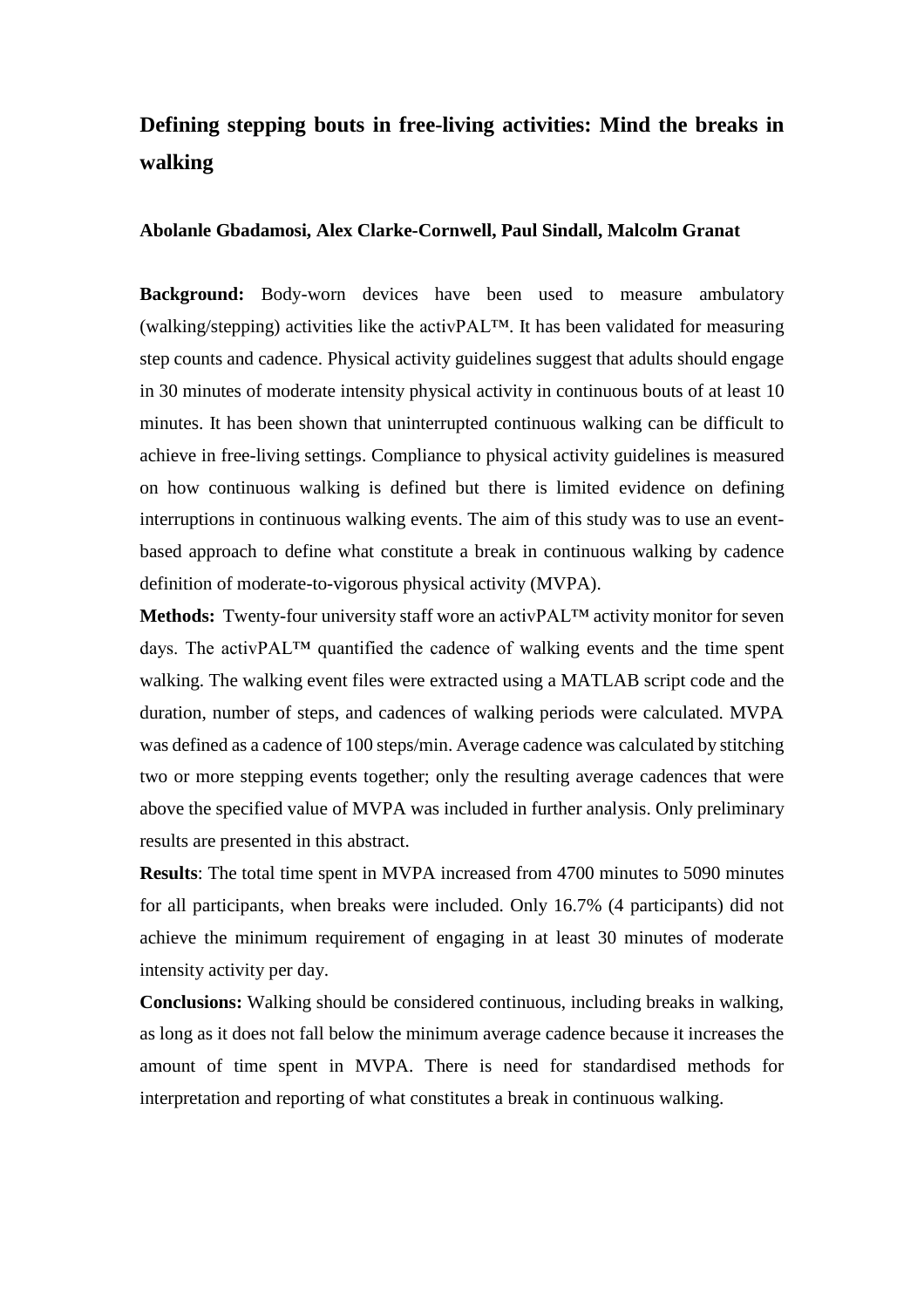# Defining stepping bouts in free-living activities: Mind the breaks in walking

**Abolanle Gbadamosi, Alex Clarke-Cornwell, Paul Sindall, Malcolm Granat**

**Background:** Body-worn devices have been used to measure ambulatory (walking/stepping) activities like the activPAL™. It has been validated for measuring step counts and cadence. Physical activity guidelines suggest that adults should engage in 30 minutes of moderate intensity physical activity in continuous bouts of at least 10 minutes. It has been shown that uninterrupted continuous walking can be difficult to achieve in free-living settings. Compliance to physical activity guidelines is measured on how continuous walking is defined but there is limited evidence on defining interruptions in continuous walking events. The aim of this study was to use an event-based approach to define what constitute a break in continuous walking by cadence definition of moderate-to-vigorous physical activity (MVPA).

**Methods:** Twenty-four university staff wore an activPAL™ activity monitor for seven days. The activPAL™ quantified the cadence of walking events and the time spent walking. The walking event files were extracted using a MATLAB script code and the duration, number of steps, and cadences of walking periods were calculated. MVPA was defined as a cadence of 100 steps/min. Average cadence was calculated by stitching two or more stepping events together; only the resulting average cadences that were above the specified value of MVPA was included in further analysis. Only preliminary results are presented in this abstract.

**Results**: The total time spent in MVPA increased from 4700 minutes to 5090 minutes for all participants, when breaks were included. Only 16.7% (4 participants) did not achieve the minimum requirement of engaging in at least 30 minutes of moderate intensity activity per day.

**Conclusions:** Walking should be considered continuous, including breaks in walking, as long as it does not fall below the minimum average cadence because it increases the amount of time spent in MVPA. There is need for standardised methods for interpretation and reporting of what constitutes a break in continuous walking.